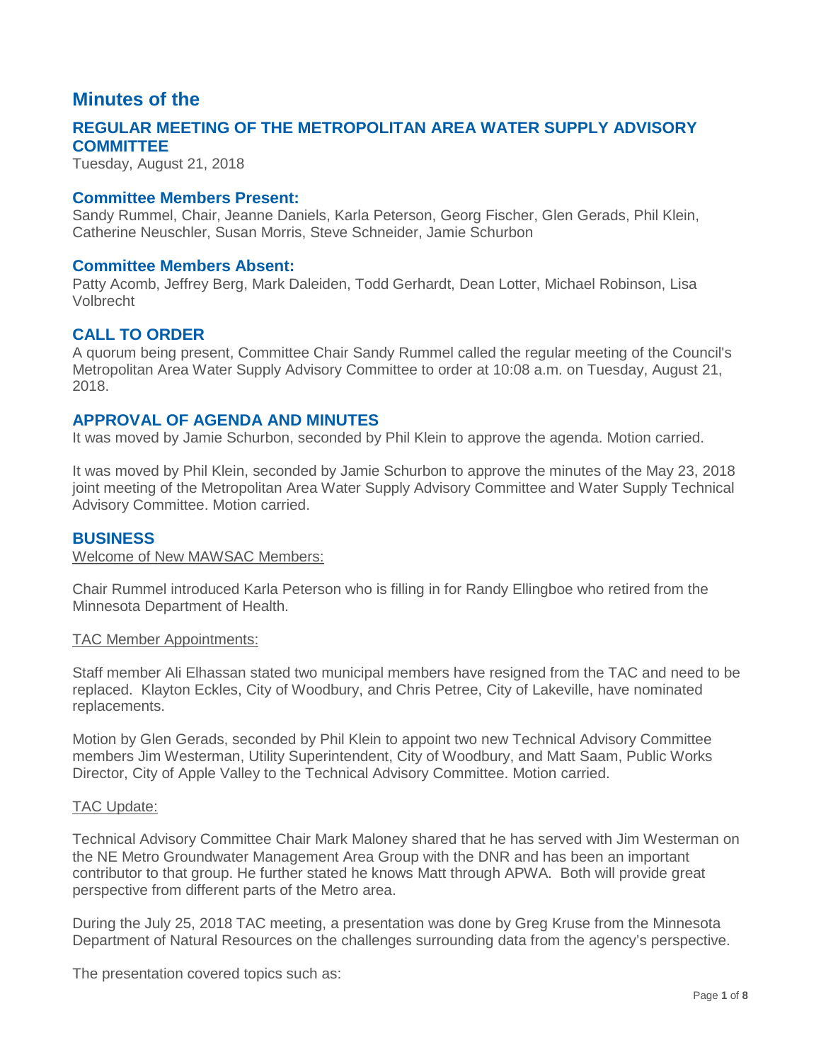# Minutes of the

## REGULAR MEETING OF THE METROPOLITAN AREA WATER SUPPLY ADVISORY COMMITTEE

Tuesday, August 21, 2018

### Committee Members Present:

Sandy Rummel, Chair, Jeanne Daniels, Karla Peterson, Georg Fischer, Glen Gerads, Phil Klein, Catherine Neuschler, Susan Morris, Steve Schneider, Jamie Schurbon

### Committee Members Absent:

Patty Acomb, Jeffrey Berg, Mark Daleiden, Todd Gerhardt, Dean Lotter, Michael Robinson, Lisa Volbrecht

### CALL TO ORDER

A quorum being present, Committee Chair Sandy Rummel called the regular meeting of the Council's Metropolitan Area Water Supply Advisory Committee to order at 10:08 a.m. on Tuesday, August 21, 2018.

### APPROVAL OF AGENDA AND MINUTES

It was moved by Jamie Schurbon, seconded by Phil Klein to approve the agenda. Motion carried.

It was moved by Phil Klein, seconded by Jamie Schurbon to approve the minutes of the May 23, 2018 joint meeting of the Metropolitan Area Water Supply Advisory Committee and Water Supply Technical Advisory Committee. Motion carried.

### BUSINESS

Welcome of New MAWSAC Members:

Chair Rummel introduced Karla Peterson who is filling in for Randy Ellingboe who retired from the Minnesota Department of Health.

TAC Member Appointments:

Staff member Ali Elhassan stated two municipal members have resigned from the TAC and need to be replaced. Klayton Eckles, City of Woodbury, and Chris Petree, City of Lakeville, have nominated replacements.

Motion by Glen Gerads, seconded by Phil Klein to appoint two new Technical Advisory Committee members Jim Westerman, Utility Superintendent, City of Woodbury, and Matt Saam, Public Works Director, City of Apple Valley to the Technical Advisory Committee. Motion carried.

TAC Update:

Technical Advisory Committee Chair Mark Maloney shared that he has served with Jim Westerman on the NE Metro Groundwater Management Area Group with the DNR and has been an important contributor to that group. He further stated he knows Matt through APWA. Both will provide great perspective from different parts of the Metro area.

During the July 25, 2018 TAC meeting, a presentation was done by Greg Kruse from the Minnesota Department of Natural Resources on the challenges surrounding data from the agency's perspective.

The presentation covered topics such as: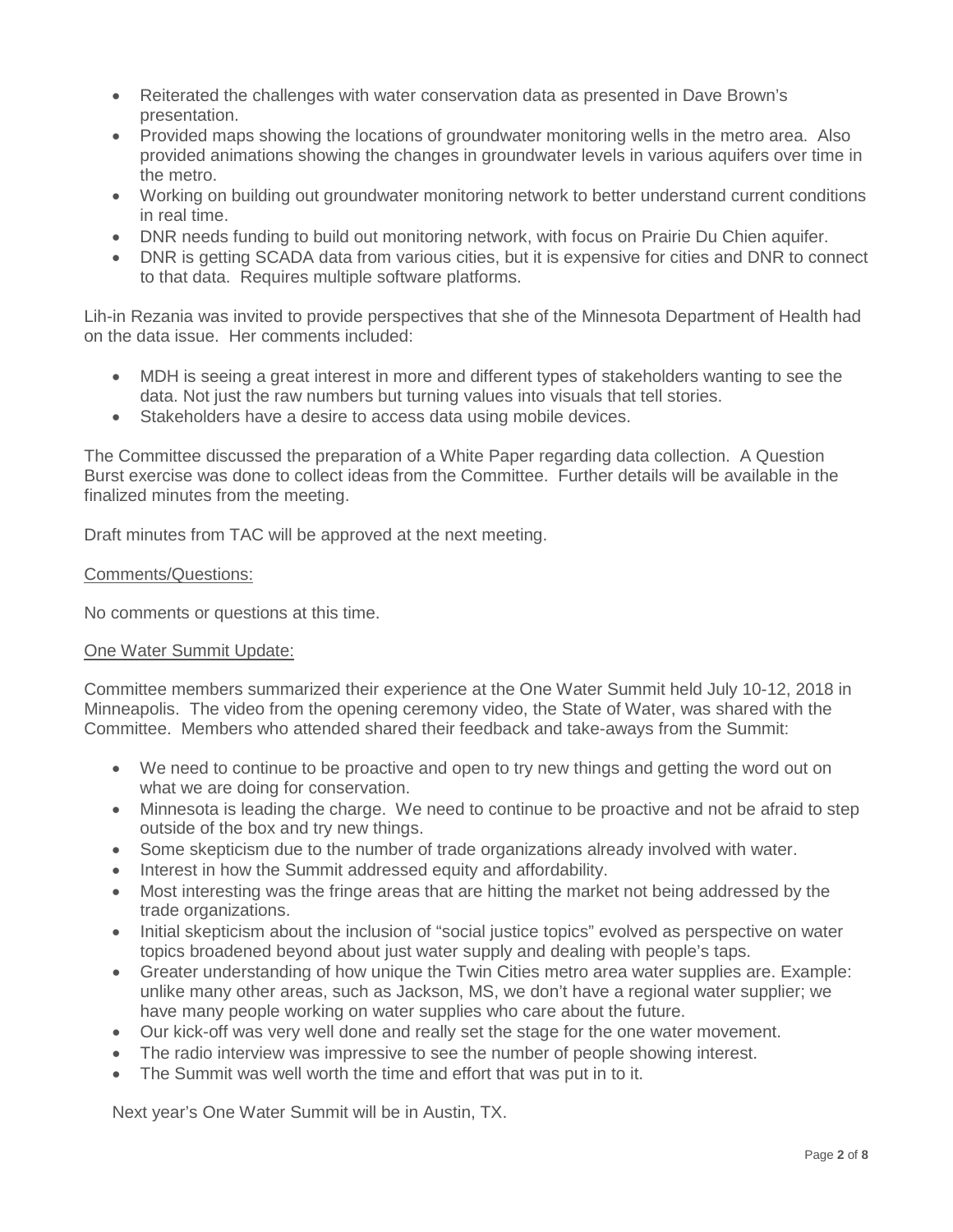- Reiterated the challenges with water conservation data as presented in Dave Brown's presentation.
- Provided maps showing the locations of groundwater monitoring wells in the metro area. Also provided animations showing the changes in groundwater levels in various aquifers over time in the metro.
- Working on building out groundwater monitoring network to better understand current conditions in real time.
- DNR needs funding to build out monitoring network, with focus on Prairie Du Chien aquifer.
- DNR is getting SCADA data from various cities, but it is expensive for cities and DNR to connect to that data. Requires multiple software platforms.

Lih-in Rezania was invited to provide perspectives that she of the Minnesota Department of Health had on the data issue. Her comments included:

- MDH is seeing a great interest in more and different types of stakeholders wanting to see the data. Not just the raw numbers but turning values into visuals that tell stories.
- Stakeholders have a desire to access data using mobile devices.

The Committee discussed the preparation of a White Paper regarding data collection. A Question Burst exercise was done to collect ideas from the Committee. Further details will be available in the finalized minutes from the meeting.

Draft minutes from TAC will be approved at the next meeting.

Comments/Questions:

No comments or questions at this time.

One Water Summit Update:

Committee members summarized their experience at the One Water Summit held July 10-12, 2018 in Minneapolis. The video from the opening ceremony video, the State of Water, was shared with the Committee. Members who attended shared their feedback and take-aways from the Summit:

- We need to continue to be proactive and open to try new things and getting the word out on what we are doing for conservation.
- Minnesota is leading the charge. We need to continue to be proactive and not be afraid to step outside of the box and try new things.
- Some skepticism due to the number of trade organizations already involved with water.
- Interest in how the Summit addressed equity and affordability.
- Most interesting was the fringe areas that are hitting the market not being addressed by the trade organizations.
- Initial skepticism about the inclusion of "social justice topics" evolved as perspective on water topics broadened beyond about just water supply and dealing with people's taps.
- Greater understanding of how unique the Twin Cities metro area water supplies are. Example: unlike many other areas, such as Jackson, MS, we don't have a regional water supplier; we have many people working on water supplies who care about the future.
- Our kick-off was very well done and really set the stage for the one water movement.
- The radio interview was impressive to see the number of people showing interest.
- The Summit was well worth the time and effort that was put in to it.

Next year's One Water Summit will be in Austin, TX.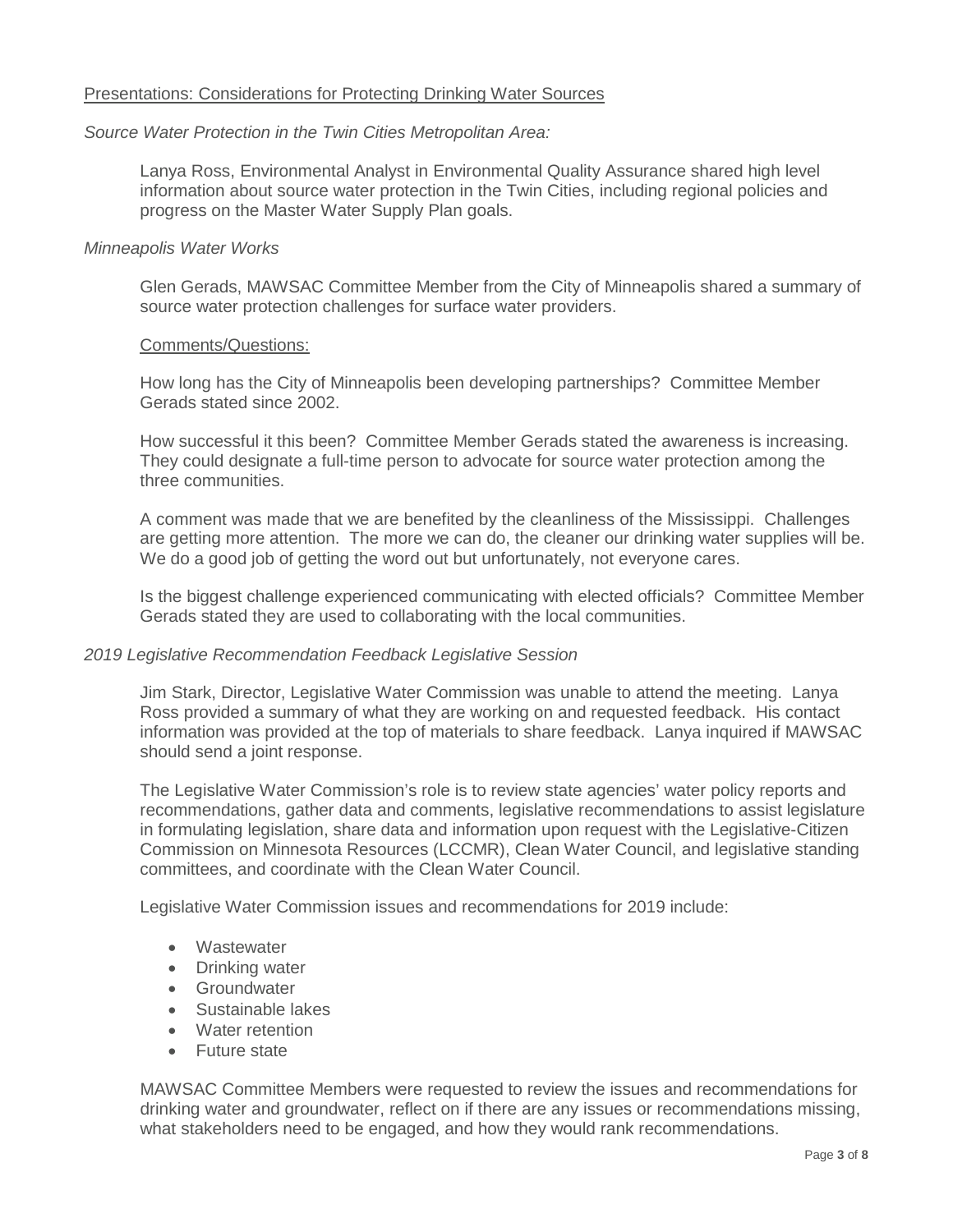Presentations: Considerations for Protecting Drinking Water Sources

*Source Water Protection in the Twin Cities Metropolitan Area:*

Lanya Ross, Environmental Analyst in Environmental Quality Assurance shared high level information about source water protection in the Twin Cities, including regional policies and progress on the Master Water Supply Plan goals.

*Minneapolis Water Works*

Glen Gerads, MAWSAC Committee Member from the City of Minneapolis shared a summary of source water protection challenges for surface water providers.

Comments/Questions:

How long has the City of Minneapolis been developing partnerships? Committee Member Gerads stated since 2002.

How successful it this been? Committee Member Gerads stated the awareness is increasing. They could designate a full-time person to advocate for source water protection among the three communities.

A comment was made that we are benefited by the cleanliness of the Mississippi. Challenges are getting more attention. The more we can do, the cleaner our drinking water supplies will be. We do a good job of getting the word out but unfortunately, not everyone cares.

Is the biggest challenge experienced communicating with elected officials? Committee Member Gerads stated they are used to collaborating with the local communities.

*2019 Legislative Recommendation Feedback Legislative Session*

Jim Stark, Director, Legislative Water Commission was unable to attend the meeting. Lanya Ross provided a summary of what they are working on and requested feedback. His contact information was provided at the top of materials to share feedback. Lanya inquired if MAWSAC should send a joint response.

The Legislative Water Commission's role is to review state agencies' water policy reports and recommendations, gather data and comments, legislative recommendations to assist legislature in formulating legislation, share data and information upon request with the Legislative-Citizen Commission on Minnesota Resources (LCCMR), Clean Water Council, and legislative standing committees, and coordinate with the Clean Water Council.

Legislative Water Commission issues and recommendations for 2019 include:

- Wastewater
- Drinking water
- Groundwater
- Sustainable lakes
- Water retention
- Future state

MAWSAC Committee Members were requested to review the issues and recommendations for drinking water and groundwater, reflect on if there are any issues or recommendations missing, what stakeholders need to be engaged, and how they would rank recommendations.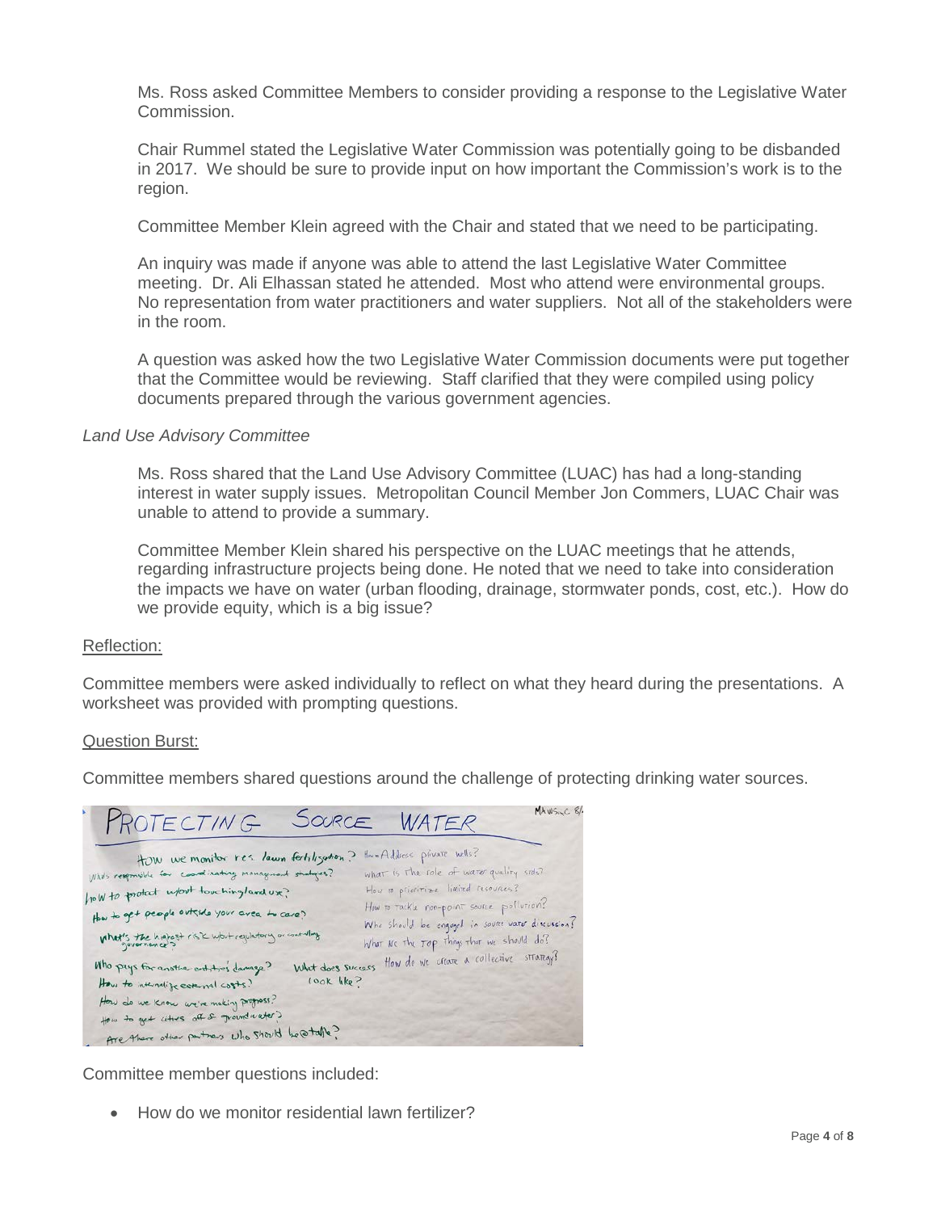Ms. Ross asked Committee Members to consider providing a response to the Legislative Water Commission.

Chair Rummel stated the Legislative Water Commission was potentially going to be disbanded in 2017. We should be sure to provide input on how important the Commission's work is to the region.

Committee Member Klein agreed with the Chair and stated that we need to be participating.

An inquiry was made if anyone was able to attend the last Legislative Water Committee meeting. Dr. Ali Elhassan stated he attended. Most who attend were environmental groups. No representation from water practitioners and water suppliers. Not all of the stakeholders were in the room.

A question was asked how the two Legislative Water Commission documents were put together that the Committee would be reviewing. Staff clarified that they were compiled using policy documents prepared through the various government agencies.

*Land Use Advisory Committee*

Ms. Ross shared that the Land Use Advisory Committee (LUAC) has had a long-standing interest in water supply issues. Metropolitan Council Member Jon Commers, LUAC Chair was unable to attend to provide a summary.

Committee Member Klein shared his perspective on the LUAC meetings that he attends, regarding infrastructure projects being done. He noted that we need to take into consideration the impacts we have on water (urban flooding, drainage, stormwater ponds, cost, etc.). How do we provide equity, which is a big issue?

<u>Reflection:</u>

Committee members were asked individually to reflect on what they heard during the presentations. A worksheet was provided with prompting questions.

<u>Question Burst:</u>

Committee members shared questions around the challenge of protecting drinking water sources.

Committee member questions included:

- How do we monitor residential lawn fertilizer?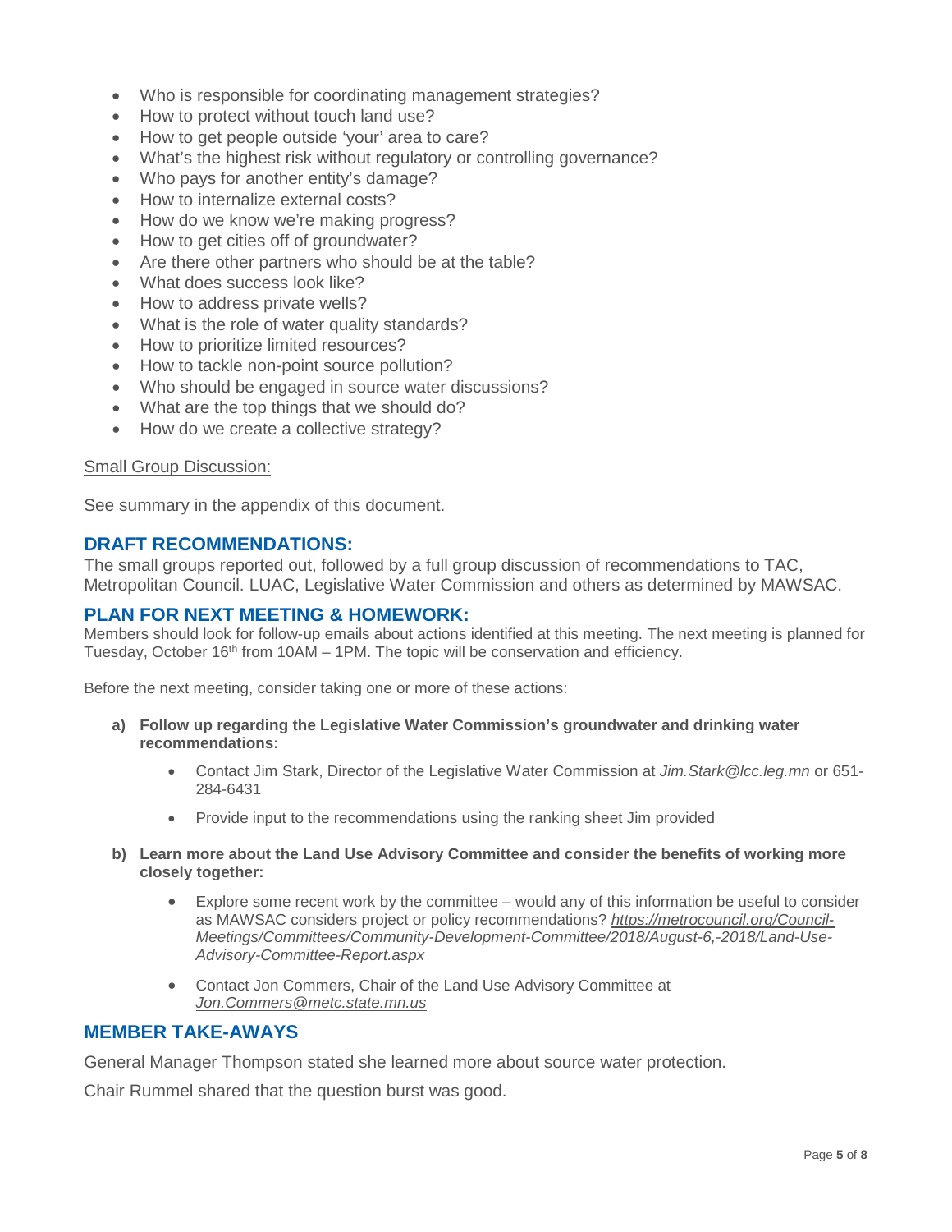- Who is responsible for coordinating management strategies?
- How to protect without touch land use?
- How to get people outside 'your' area to care?
- What's the highest risk without regulatory or controlling governance?
- Who pays for another entity's damage?
- How to internalize external costs?
- How do we know we're making progress?
- How to get cities off of groundwater?
- Are there other partners who should be at the table?
- What does success look like?
- How to address private wells?
- What is the role of water quality standards?
- How to prioritize limited resources?
- How to tackle non-point source pollution?
- Who should be engaged in source water discussions?
- What are the top things that we should do?
- How do we create a collective strategy?

Small Group Discussion:

See summary in the appendix of this document.

## DRAFT RECOMMENDATIONS:

The small groups reported out, followed by a full group discussion of recommendations to TAC, Metropolitan Council. LUAC, Legislative Water Commission and others as determined by MAWSAC.

## PLAN FOR NEXT MEETING & HOMEWORK:

Members should look for follow-up emails about actions identified at this meeting. The next meeting is planned for Tuesday, October 16th from 10AM – 1PM. The topic will be conservation and efficiency.

Before the next meeting, consider taking one or more of these actions:

a) **Follow up regarding the Legislative Water Commission's groundwater and drinking water recommendations:**

   - Contact Jim Stark, Director of the Legislative Water Commission at *Jim.Stark@lcc.leg.mn* or 651-284-6431
   - Provide input to the recommendations using the ranking sheet Jim provided

b) **Learn more about the Land Use Advisory Committee and consider the benefits of working more closely together:**

   - Explore some recent work by the committee – would any of this information be useful to consider as MAWSAC considers project or policy recommendations? *https://metrocouncil.org/Council-Meetings/Committees/Community-Development-Committee/2018/August-6,-2018/Land-Use-Advisory-Committee-Report.aspx*
   - Contact Jon Commers, Chair of the Land Use Advisory Committee at *Jon.Commers@metc.state.mn.us*

## MEMBER TAKE-AWAYS

General Manager Thompson stated she learned more about source water protection.

Chair Rummel shared that the question burst was good.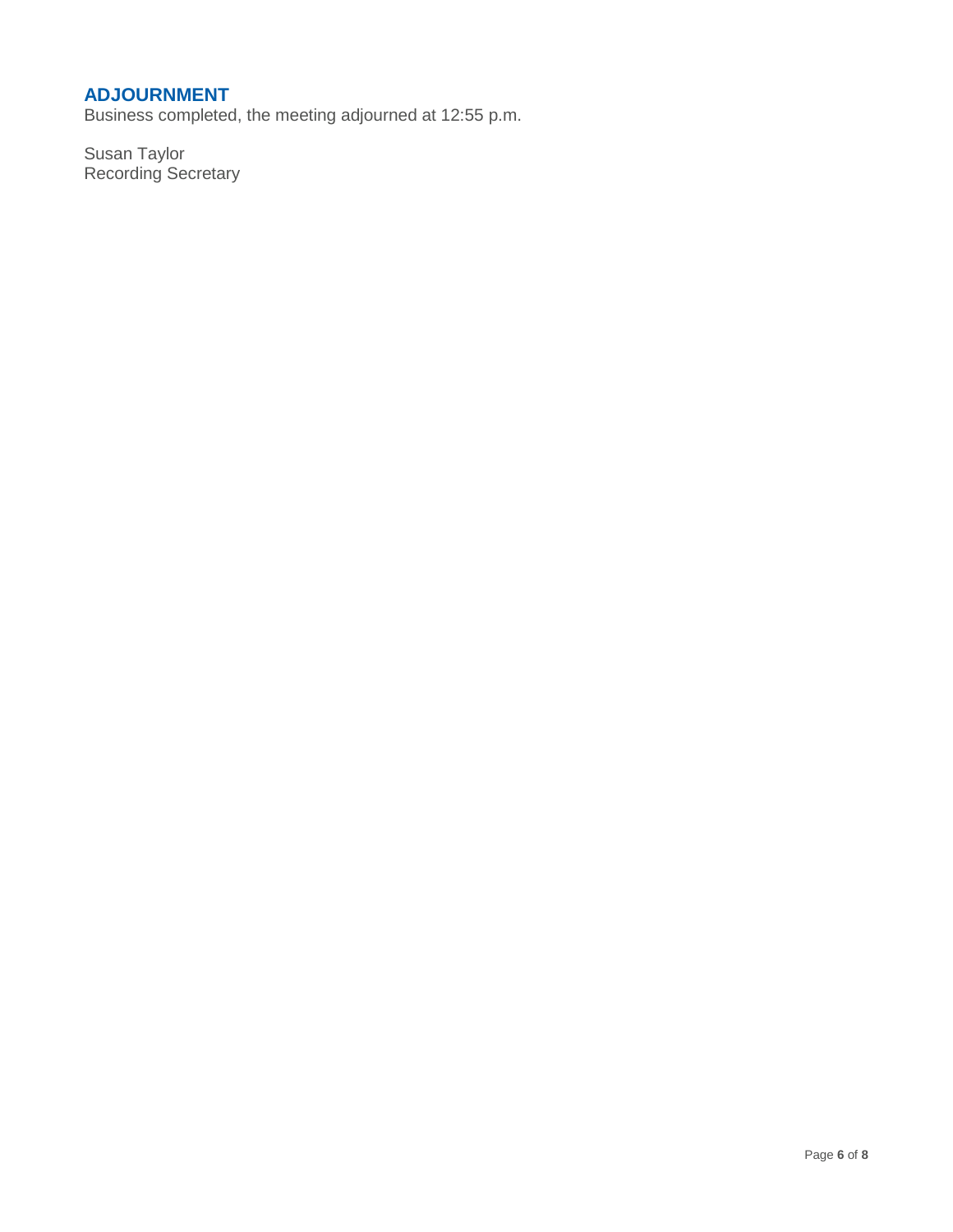## ADJOURNMENT

Business completed, the meeting adjourned at 12:55 p.m.

Susan Taylor
Recording Secretary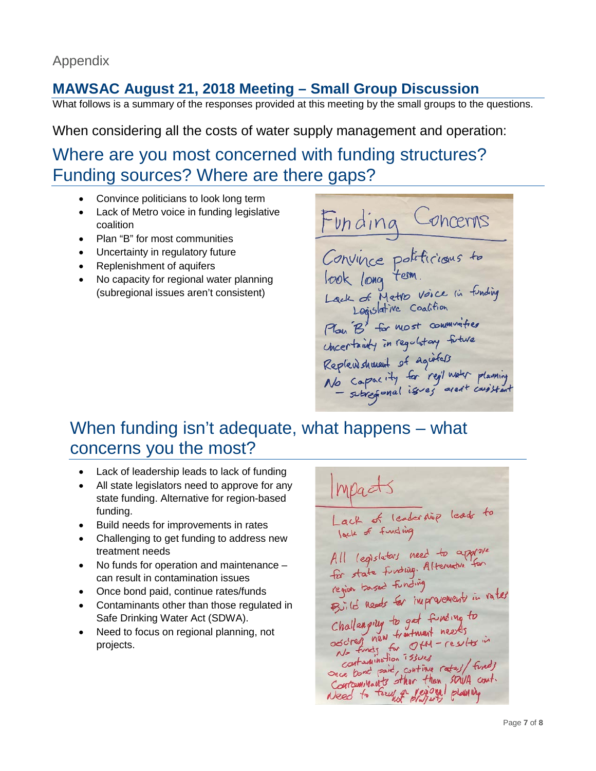Appendix

# MAWSAC August 21, 2018 Meeting – Small Group Discussion

What follows is a summary of the responses provided at this meeting by the small groups to the questions.

When considering all the costs of water supply management and operation:

## Where are you most concerned with funding structures? Funding sources? Where are there gaps?

- Convince politicians to look long term
- Lack of Metro voice in funding legislative coalition
- Plan "B" for most communities
- Uncertainty in regulatory future
- Replenishment of aquifers
- No capacity for regional water planning (subregional issues aren't consistent)

## When funding isn't adequate, what happens – what concerns you the most?

- Lack of leadership leads to lack of funding
- All state legislators need to approve for any state funding. Alternative for region-based funding.
- Build needs for improvements in rates
- Challenging to get funding to address new treatment needs
- No funds for operation and maintenance – can result in contamination issues
- Once bond paid, continue rates/funds
- Contaminants other than those regulated in Safe Drinking Water Act (SDWA).
- Need to focus on regional planning, not projects.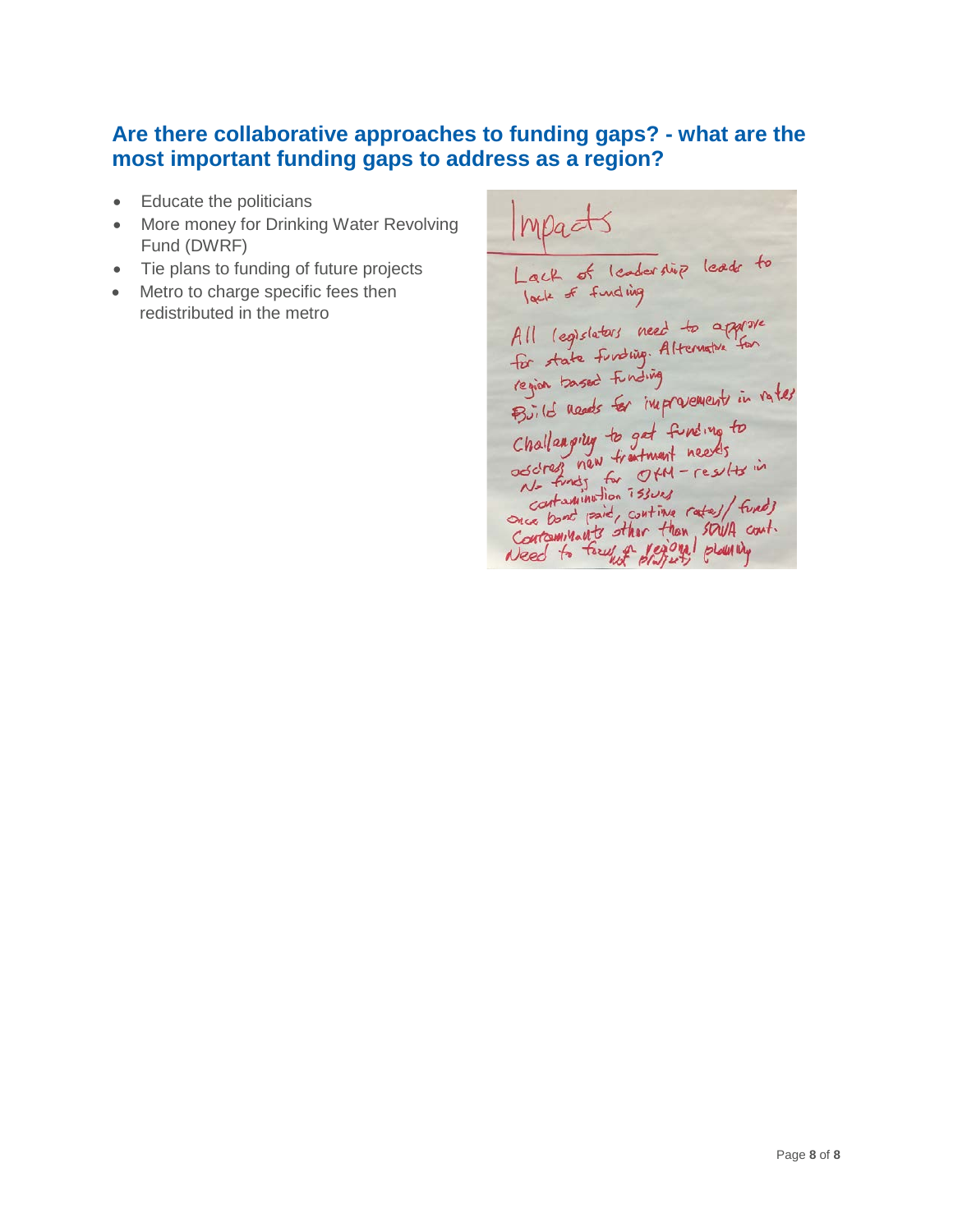## Are there collaborative approaches to funding gaps? - what are the most important funding gaps to address as a region?

- Educate the politicians
- More money for Drinking Water Revolving Fund (DWRF)
- Tie plans to funding of future projects
- Metro to charge specific fees then redistributed in the metro

Impacts

Lack of leadership leads to lack of funding

All legislators need to approve for state funding. Alternative for region based funding

Build needs for improvements in rates

Challenging to get funding to address new treatment needs

No funds for O&M - results in contamination issues

Once bond paid, continue rates/funds

Contaminants other than SDWA cont.

Need to focus on regional planning not projects